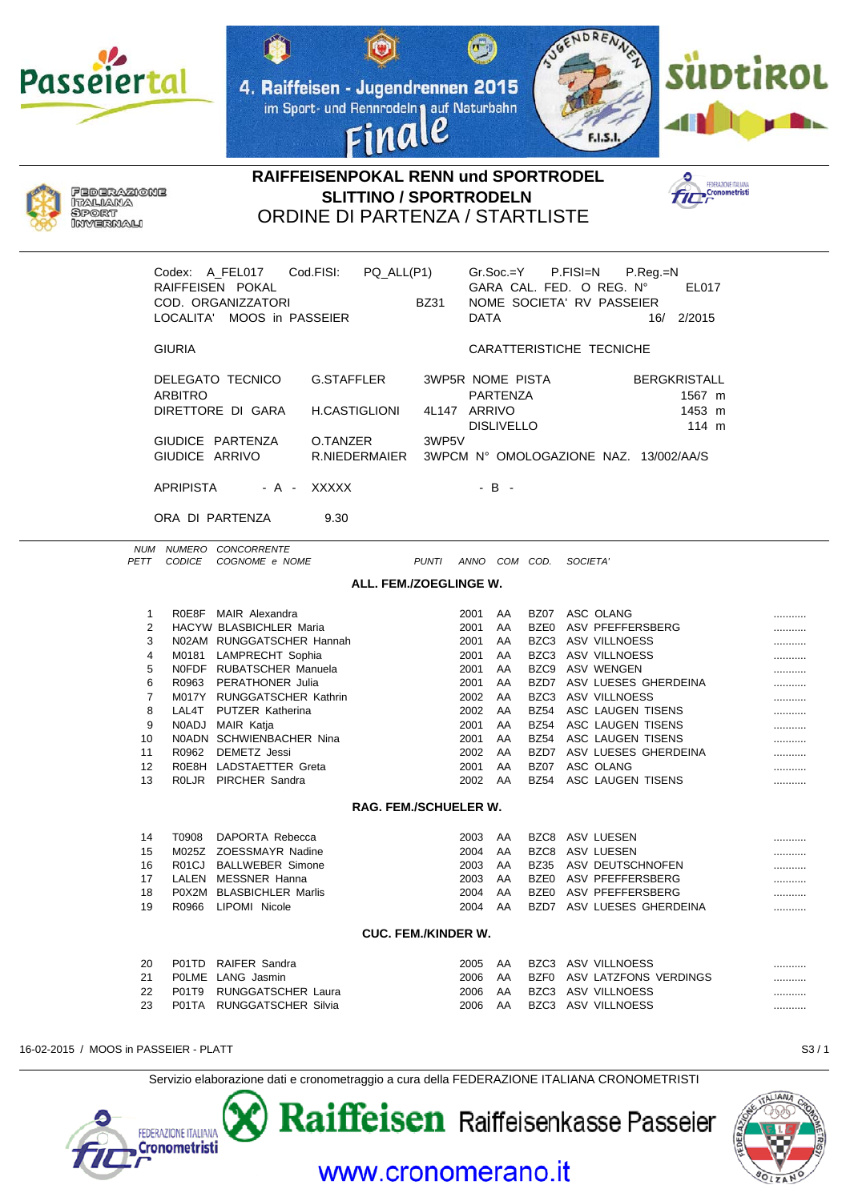Passeiertal

4. Raiffeisen - Jugendrennen 2015
im Sport- und Rennrodeln auf Naturbahn
Finale

SÜDTIROL

FEDERAZIONE ITALIANA SPORT INVERNALI

# RAIFFEISENPOKAL RENN und SPORTRODEL
## SLITTINO / SPORTRODELN
## ORDINE DI PARTENZA / STARTLISTE

Codex: A_FEL017 Cod.FISI: PQ_ALL(P1) Gr.Soc.=Y P.FISI=N P.Reg.=N
RAIFFEISEN POKAL GARA CAL. FED. O REG. N° EL017
COD. ORGANIZZATORI BZ31 NOME SOCIETA' RV PASSEIER
LOCALITA' MOOS in PASSEIER DATA 16/ 2/2015

GIURIA CARATTERISTICHE TECNICHE

DELEGATO TECNICO G.STAFFLER 3WP5R NOME PISTA BERGKRISTALL
ARBITRO PARTENZA 1567 m
DIRETTORE DI GARA H.CASTIGLIONI 4L147 ARRIVO 1453 m
DISLIVELLO 114 m
GIUDICE PARTENZA O.TANZER 3WP5V
GIUDICE ARRIVO R.NIEDERMAIER 3WPCM N° OMOLOGAZIONE NAZ. 13/002/AA/S

APRIPISTA - A - XXXXX - B -

ORA DI PARTENZA 9.30

| NUM PETT | NUMERO CODICE | CONCORRENTE COGNOME e NOME | PUNTI | ANNO | COM | COD. | SOCIETA' | |
|---|---|---|---|---|---|---|---|---|
| | | **ALL. FEM./ZOEGLINGE W.** | | | | | | |
| 1 | R0E8F | MAIR Alexandra | | 2001 | AA | BZ07 | ASC OLANG | ........... |
| 2 | HACYW | BLASBICHLER Maria | | 2001 | AA | BZE0 | ASV PFEFFERSBERG | ........... |
| 3 | N02AM | RUNGGATSCHER Hannah | | 2001 | AA | BZC3 | ASV VILLNOESS | ........... |
| 4 | M0181 | LAMPRECHT Sophia | | 2001 | AA | BZC3 | ASV VILLNOESS | ........... |
| 5 | N0FDF | RUBATSCHER Manuela | | 2001 | AA | BZC9 | ASV WENGEN | ........... |
| 6 | R0963 | PERATHONER Julia | | 2001 | AA | BZD7 | ASV LUESES GHERDEINA | ........... |
| 7 | M017Y | RUNGGATSCHER Kathrin | | 2002 | AA | BZC3 | ASV VILLNOESS | ........... |
| 8 | LAL4T | PUTZER Katherina | | 2002 | AA | BZ54 | ASC LAUGEN TISENS | ........... |
| 9 | N0ADJ | MAIR Katja | | 2001 | AA | BZ54 | ASC LAUGEN TISENS | ........... |
| 10 | N0ADN | SCHWIENBACHER Nina | | 2001 | AA | BZ54 | ASC LAUGEN TISENS | ........... |
| 11 | R0962 | DEMETZ Jessi | | 2002 | AA | BZD7 | ASV LUESES GHERDEINA | ........... |
| 12 | R0E8H | LADSTAETTER Greta | | 2001 | AA | BZ07 | ASC OLANG | ........... |
| 13 | R0LJR | PIRCHER Sandra | | 2002 | AA | BZ54 | ASC LAUGEN TISENS | ........... |
| | | **RAG. FEM./SCHUELER W.** | | | | | | |
| 14 | T0908 | DAPORTA Rebecca | | 2003 | AA | BZC8 | ASV LUESEN | ........... |
| 15 | M025Z | ZOESSMAYR Nadine | | 2004 | AA | BZC8 | ASV LUESEN | ........... |
| 16 | R01CJ | BALLWEBER Simone | | 2003 | AA | BZ35 | ASV DEUTSCHNOFEN | ........... |
| 17 | LALEN | MESSNER Hanna | | 2003 | AA | BZE0 | ASV PFEFFERSBERG | ........... |
| 18 | P0X2M | BLASBICHLER Marlis | | 2004 | AA | BZE0 | ASV PFEFFERSBERG | ........... |
| 19 | R0966 | LIPOMI Nicole | | 2004 | AA | BZD7 | ASV LUESES GHERDEINA | ........... |
| | | **CUC. FEM./KINDER W.** | | | | | | |
| 20 | P01TD | RAIFER Sandra | | 2005 | AA | BZC3 | ASV VILLNOESS | ........... |
| 21 | P0LME | LANG Jasmin | | 2006 | AA | BZF0 | ASV LATZFONS VERDINGS | ........... |
| 22 | P01T9 | RUNGGATSCHER Laura | | 2006 | AA | BZC3 | ASV VILLNOESS | ........... |
| 23 | P01TA | RUNGGATSCHER Silvia | | 2006 | AA | BZC3 | ASV VILLNOESS | ........... |

16-02-2015 / MOOS in PASSEIER - PLATT

Servizio elaborazione dati e cronometraggio a cura della FEDERAZIONE ITALIANA CRONOMETRISTI

Raiffeisen Raiffeisenkasse Passeier

www.cronomerano.it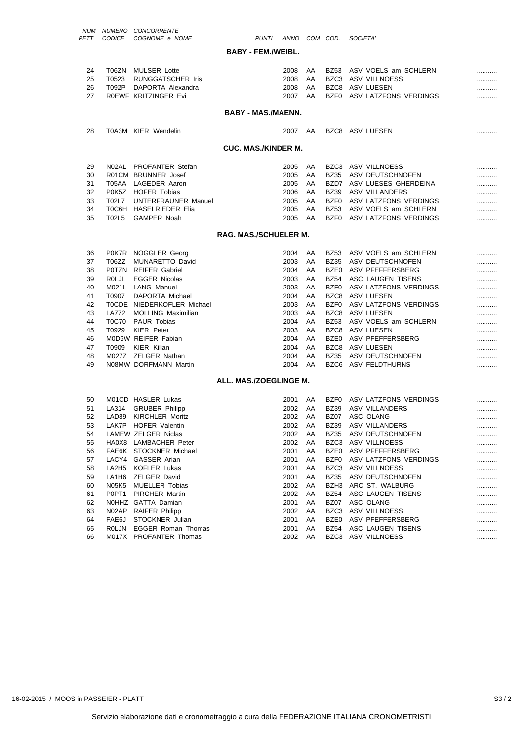| NUM PETT | NUMERO CODICE | CONCORRENTE COGNOME e NOME | PUNTI | ANNO | COM | COD. | SOCIETA' | |
|---|---|---|---|---|---|---|---|---|

## BABY - FEM./WEIBL.

| | | | | | | | | |
|---|---|---|---|---|---|---|---|---|
| 24 | T06ZN | MULSER Lotte | | 2008 | AA | BZ53 | ASV VOELS am SCHLERN | ........... |
| 25 | T0523 | RUNGGATSCHER Iris | | 2008 | AA | BZC3 | ASV VILLNOESS | ........... |
| 26 | T092P | DAPORTA Alexandra | | 2008 | AA | BZC8 | ASV LUESEN | ........... |
| 27 | R0EWF | KRITZINGER Evi | | 2007 | AA | BZF0 | ASV LATZFONS VERDINGS | ........... |

## BABY - MAS./MAENN.

| | | | | | | | | |
|---|---|---|---|---|---|---|---|---|
| 28 | T0A3M | KIER Wendelin | | 2007 | AA | BZC8 | ASV LUESEN | ........... |

## CUC. MAS./KINDER M.

| | | | | | | | | |
|---|---|---|---|---|---|---|---|---|
| 29 | N02AL | PROFANTER Stefan | | 2005 | AA | BZC3 | ASV VILLNOESS | ........... |
| 30 | R01CM | BRUNNER Josef | | 2005 | AA | BZ35 | ASV DEUTSCHNOFEN | ........... |
| 31 | T05AA | LAGEDER Aaron | | 2005 | AA | BZD7 | ASV LUESES GHERDEINA | ........... |
| 32 | P0K5Z | HOFER Tobias | | 2006 | AA | BZ39 | ASV VILLANDERS | ........... |
| 33 | T02L7 | UNTERFRAUNER Manuel | | 2005 | AA | BZF0 | ASV LATZFONS VERDINGS | ........... |
| 34 | T0C6H | HASELRIEDER Elia | | 2005 | AA | BZ53 | ASV VOELS am SCHLERN | ........... |
| 35 | T02L5 | GAMPER Noah | | 2005 | AA | BZF0 | ASV LATZFONS VERDINGS | ........... |

## RAG. MAS./SCHUELER M.

| | | | | | | | | |
|---|---|---|---|---|---|---|---|---|
| 36 | P0K7R | NOGGLER Georg | | 2004 | AA | BZ53 | ASV VOELS am SCHLERN | ........... |
| 37 | T06ZZ | MUNARETTO David | | 2003 | AA | BZ35 | ASV DEUTSCHNOFEN | ........... |
| 38 | P0TZN | REIFER Gabriel | | 2004 | AA | BZE0 | ASV PFEFFERSBERG | ........... |
| 39 | R0LJL | EGGER Nicolas | | 2003 | AA | BZ54 | ASC LAUGEN TISENS | ........... |
| 40 | M021L | LANG Manuel | | 2003 | AA | BZF0 | ASV LATZFONS VERDINGS | ........... |
| 41 | T0907 | DAPORTA Michael | | 2004 | AA | BZC8 | ASV LUESEN | ........... |
| 42 | T0CDE | NIEDERKOFLER Michael | | 2003 | AA | BZF0 | ASV LATZFONS VERDINGS | ........... |
| 43 | LA772 | MOLLING Maximilian | | 2003 | AA | BZC8 | ASV LUESEN | ........... |
| 44 | T0C70 | PAUR Tobias | | 2004 | AA | BZ53 | ASV VOELS am SCHLERN | ........... |
| 45 | T0929 | KIER Peter | | 2003 | AA | BZC8 | ASV LUESEN | ........... |
| 46 | M0D6W | REIFER Fabian | | 2004 | AA | BZE0 | ASV PFEFFERSBERG | ........... |
| 47 | T0909 | KIER Kilian | | 2004 | AA | BZC8 | ASV LUESEN | ........... |
| 48 | M027Z | ZELGER Nathan | | 2004 | AA | BZ35 | ASV DEUTSCHNOFEN | ........... |
| 49 | N08MW | DORFMANN Martin | | 2004 | AA | BZC6 | ASV FELDTHURNS | ........... |

## ALL. MAS./ZOEGLINGE M.

| | | | | | | | | |
|---|---|---|---|---|---|---|---|---|
| 50 | M01CD | HASLER Lukas | | 2001 | AA | BZF0 | ASV LATZFONS VERDINGS | ........... |
| 51 | LA314 | GRUBER Philipp | | 2002 | AA | BZ39 | ASV VILLANDERS | ........... |
| 52 | LAD89 | KIRCHLER Moritz | | 2002 | AA | BZ07 | ASC OLANG | ........... |
| 53 | LAK7P | HOFER Valentin | | 2002 | AA | BZ39 | ASV VILLANDERS | ........... |
| 54 | LAMEW | ZELGER Niclas | | 2002 | AA | BZ35 | ASV DEUTSCHNOFEN | ........... |
| 55 | HA0X8 | LAMBACHER Peter | | 2002 | AA | BZC3 | ASV VILLNOESS | ........... |
| 56 | FAE6K | STOCKNER Michael | | 2001 | AA | BZE0 | ASV PFEFFERSBERG | ........... |
| 57 | LACY4 | GASSER Arian | | 2001 | AA | BZF0 | ASV LATZFONS VERDINGS | ........... |
| 58 | LA2H5 | KOFLER Lukas | | 2001 | AA | BZC3 | ASV VILLNOESS | ........... |
| 59 | LA1H6 | ZELGER David | | 2001 | AA | BZ35 | ASV DEUTSCHNOFEN | ........... |
| 60 | N05K5 | MUELLER Tobias | | 2002 | AA | BZH3 | ARC ST. WALBURG | ........... |
| 61 | P0PT1 | PIRCHER Martin | | 2002 | AA | BZ54 | ASC LAUGEN TISENS | ........... |
| 62 | N0HHZ | GATTA Damian | | 2001 | AA | BZ07 | ASC OLANG | ........... |
| 63 | N02AP | RAIFER Philipp | | 2002 | AA | BZC3 | ASV VILLNOESS | ........... |
| 64 | FAE6J | STOCKNER Julian | | 2001 | AA | BZE0 | ASV PFEFFERSBERG | ........... |
| 65 | R0LJN | EGGER Roman Thomas | | 2001 | AA | BZ54 | ASC LAUGEN TISENS | ........... |
| 66 | M017X | PROFANTER Thomas | | 2002 | AA | BZC3 | ASV VILLNOESS | ........... |

16-02-2015 / MOOS in PASSEIER - PLATT

Servizio elaborazione dati e cronometraggio a cura della FEDERAZIONE ITALIANA CRONOMETRISTI